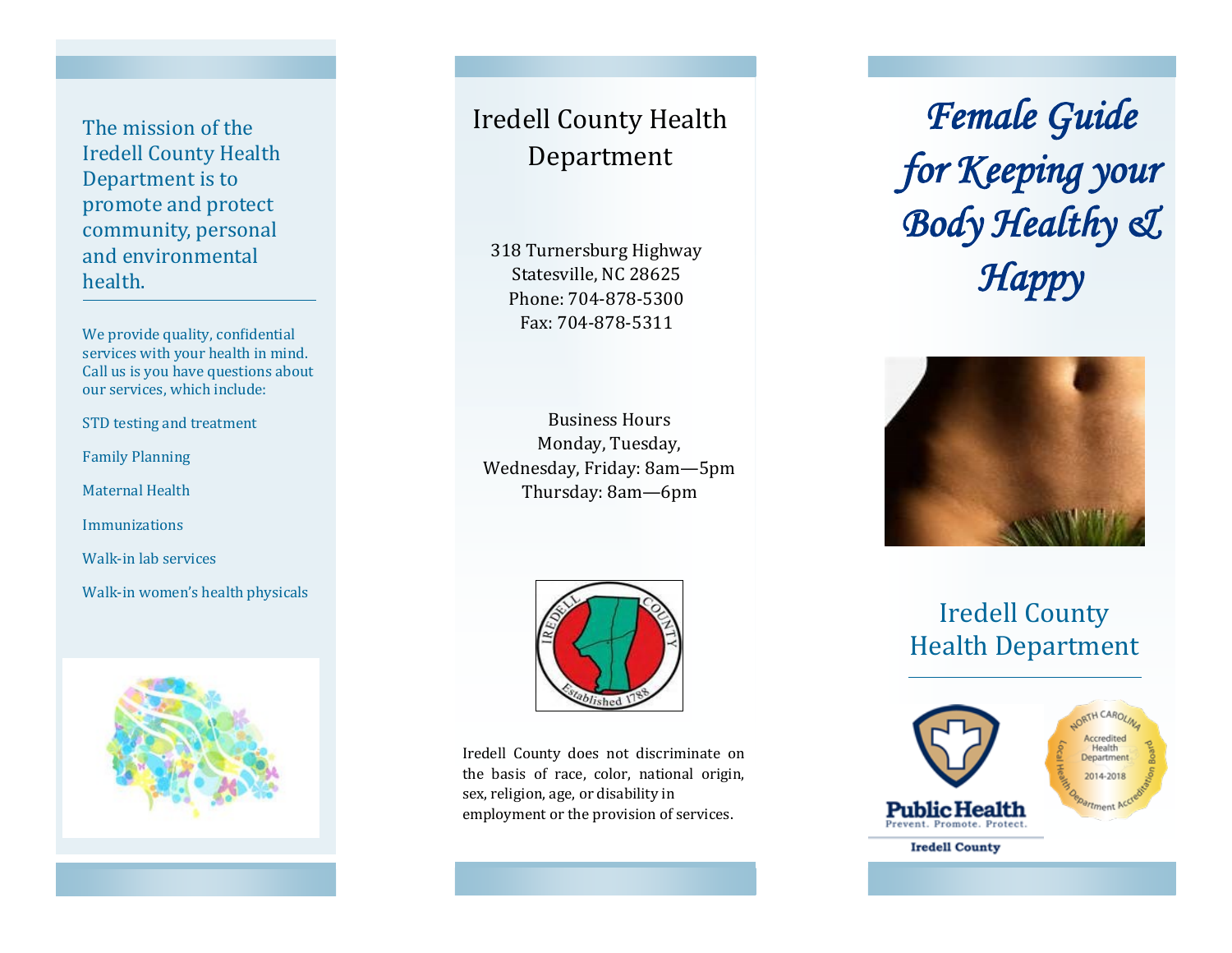The mission of the Iredell County Health Department is to promote and protect community, personal and environmental health.

We provide quality, confidential services with your health in mind. Call us is you have questions about our services, which include:

STD testing and treatment

Family Planning

Maternal Health

Immunizations

Walk-in lab services

Walk-in women's health physicals

## Iredell County Health Department

318 Turnersburg Highway
Statesville, NC 28625
Phone: 704-878-5300
Fax: 704-878-5311

Business Hours
Monday, Tuesday, Wednesday, Friday: 8am—5pm
Thursday: 8am—6pm

Iredell County does not discriminate on the basis of race, color, national origin, sex, religion, age, or disability in employment or the provision of services.

# *Female Guide for Keeping your Body Healthy & Happy*

## Iredell County Health Department

Public Health
Prevent. Promote. Protect.
Iredell County

North Carolina Accredited Health Department 2014-2018 Local Health Department Accreditation Board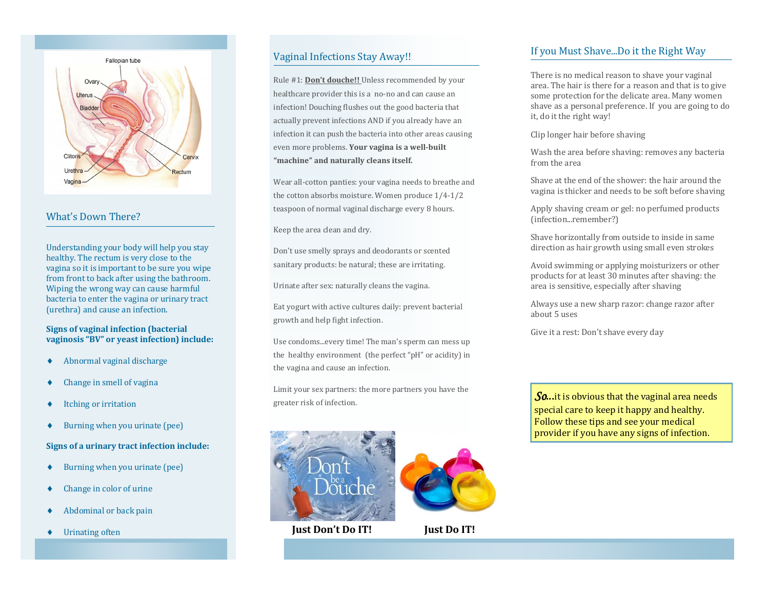Fallopian tube
Ovary
Uterus
Bladder
Clitoris
Urethra
Vagina
Cervix
Rectum

## What's Down There?

Understanding your body will help you stay healthy. The rectum is very close to the vagina so it is important to be sure you wipe from front to back after using the bathroom. Wiping the wrong way can cause harmful bacteria to enter the vagina or urinary tract (urethra) and cause an infection.

**Signs of vaginal infection (bacterial vaginosis "BV" or yeast infection) include:**

- Abnormal vaginal discharge
- Change in smell of vagina
- Itching or irritation
- Burning when you urinate (pee)

**Signs of a urinary tract infection include:**

- Burning when you urinate (pee)
- Change in color of urine
- Abdominal or back pain
- Urinating often

## Vaginal Infections Stay Away!!

Rule #1: **Don't douche!!** Unless recommended by your healthcare provider this is a no-no and can cause an infection! Douching flushes out the good bacteria that actually prevent infections AND if you already have an infection it can push the bacteria into other areas causing even more problems. **Your vagina is a well-built "machine" and naturally cleans itself.**

Wear all-cotton panties: your vagina needs to breathe and the cotton absorbs moisture. Women produce 1/4-1/2 teaspoon of normal vaginal discharge every 8 hours.

Keep the area clean and dry.

Don't use smelly sprays and deodorants or scented sanitary products: be natural; these are irritating.

Urinate after sex: naturally cleans the vagina.

Eat yogurt with active cultures daily: prevent bacterial growth and help fight infection.

Use condoms...every time! The man's sperm can mess up the healthy environment (the perfect "pH" or acidity) in the vagina and cause an infection.

Limit your sex partners: the more partners you have the greater risk of infection.

Don't be a Douche

**Just Don't Do IT!**

**Just Do IT!**

## If you Must Shave...Do it the Right Way

There is no medical reason to shave your vaginal area. The hair is there for a reason and that is to give some protection for the delicate area. Many women shave as a personal preference. If you are going to do it, do it the right way!

Clip longer hair before shaving

Wash the area before shaving: removes any bacteria from the area

Shave at the end of the shower: the hair around the vagina is thicker and needs to be soft before shaving

Apply shaving cream or gel: no perfumed products (infection...remember?)

Shave horizontally from outside to inside in same direction as hair growth using small even strokes

Avoid swimming or applying moisturizers or other products for at least 30 minutes after shaving: the area is sensitive, especially after shaving

Always use a new sharp razor: change razor after about 5 uses

Give it a rest: Don't shave every day

***So...*** it is obvious that the vaginal area needs special care to keep it happy and healthy. Follow these tips and see your medical provider if you have any signs of infection.